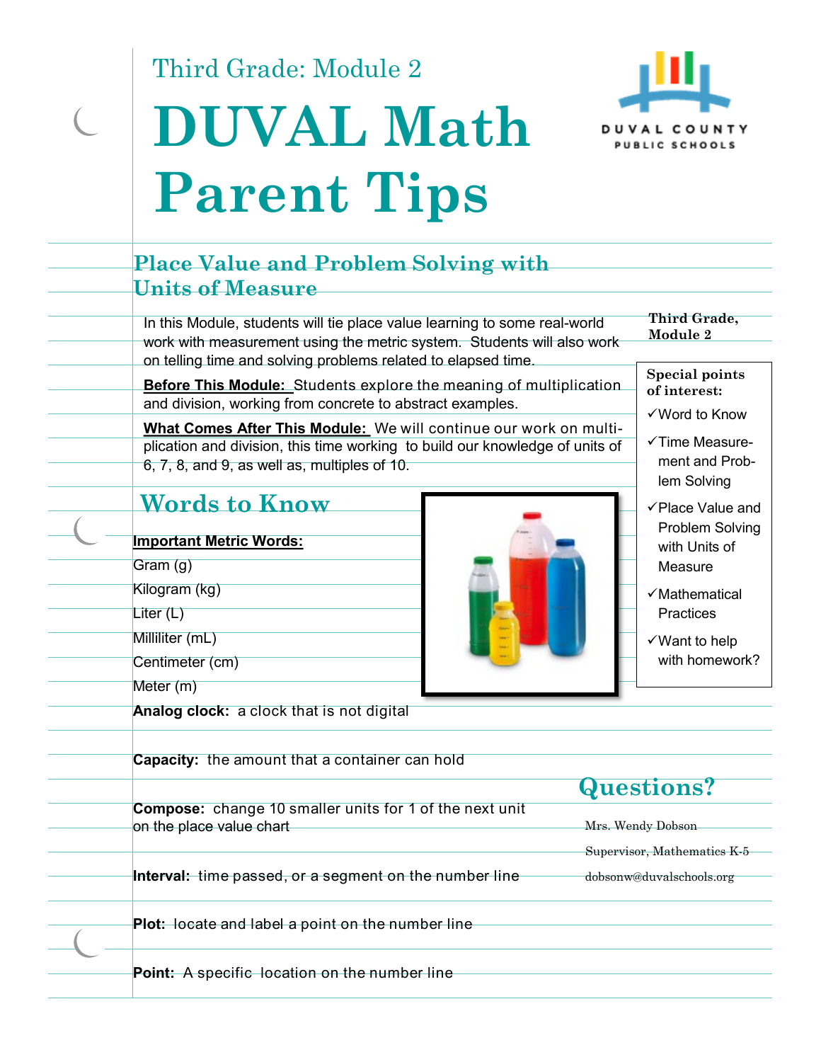Third Grade: Module 2

# DUVAL Math Parent Tips

DUVAL COUNTY PUBLIC SCHOOLS

## Place Value and Problem Solving with Units of Measure

In this Module, students will tie place value learning to some real-world work with measurement using the metric system. Students will also work on telling time and solving problems related to elapsed time.

**Before This Module:** Students explore the meaning of multiplication and division, working from concrete to abstract examples.

**What Comes After This Module:** We will continue our work on multiplication and division, this time working to build our knowledge of units of 6, 7, 8, and 9, as well as, multiples of 10.

## Words to Know

**Important Metric Words:**

Gram (g)

Kilogram (kg)

Liter (L)

Milliliter (mL)

Centimeter (cm)

Meter (m)

**Analog clock:** a clock that is not digital

**Capacity:** the amount that a container can hold

**Compose:** change 10 smaller units for 1 of the next unit on the place value chart

**Interval:** time passed, or a segment on the number line

**Plot:** locate and label a point on the number line

**Point:** A specific location on the number line

**Third Grade, Module 2**

**Special points of interest:**

- ✓Word to Know
- ✓Time Measurement and Problem Solving
- ✓Place Value and Problem Solving with Units of Measure
- ✓Mathematical Practices
- ✓Want to help with homework?

## Questions?

Mrs. Wendy Dobson

Supervisor, Mathematics K-5

dobsonw@duvalschools.org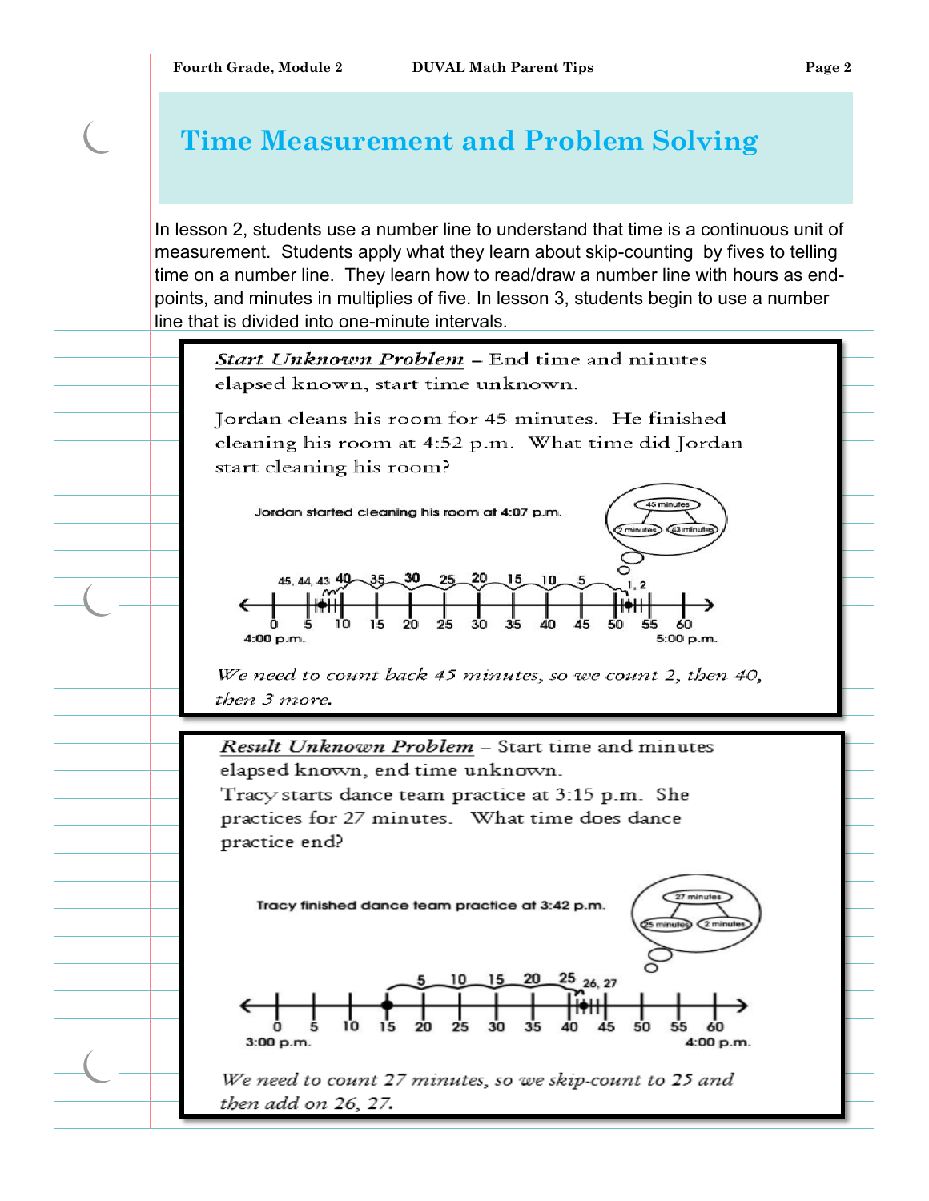# Time Measurement and Problem Solving

In lesson 2, students use a number line to understand that time is a continuous unit of measurement. Students apply what they learn about skip-counting by fives to telling time on a number line. They learn how to read/draw a number line with hours as end-points, and minutes in multiples of five. In lesson 3, students begin to use a number line that is divided into one-minute intervals.

***Start Unknown Problem*** – End time and minutes elapsed known, start time unknown.

Jordan cleans his room for 45 minutes. He finished cleaning his room at 4:52 p.m. What time did Jordan start cleaning his room?

Jordan started cleaning his room at 4:07 p.m.

45 minutes → 2 minutes, 43 minutes

45, 44, 43 40 35 30 25 20 15 10 5 1, 2

0 5 10 15 20 25 30 35 40 45 50 55 60

4:00 p.m. 5:00 p.m.

*We need to count back 45 minutes, so we count 2, then 40, then 3 more.*

***Result Unknown Problem*** – Start time and minutes elapsed known, end time unknown.

Tracy starts dance team practice at 3:15 p.m. She practices for 27 minutes. What time does dance practice end?

Tracy finished dance team practice at 3:42 p.m.

27 minutes → 25 minutes, 2 minutes

5 10 15 20 25 26, 27

0 5 10 15 20 25 30 35 40 45 50 55 60

3:00 p.m. 4:00 p.m.

*We need to count 27 minutes, so we skip-count to 25 and then add on 26, 27.*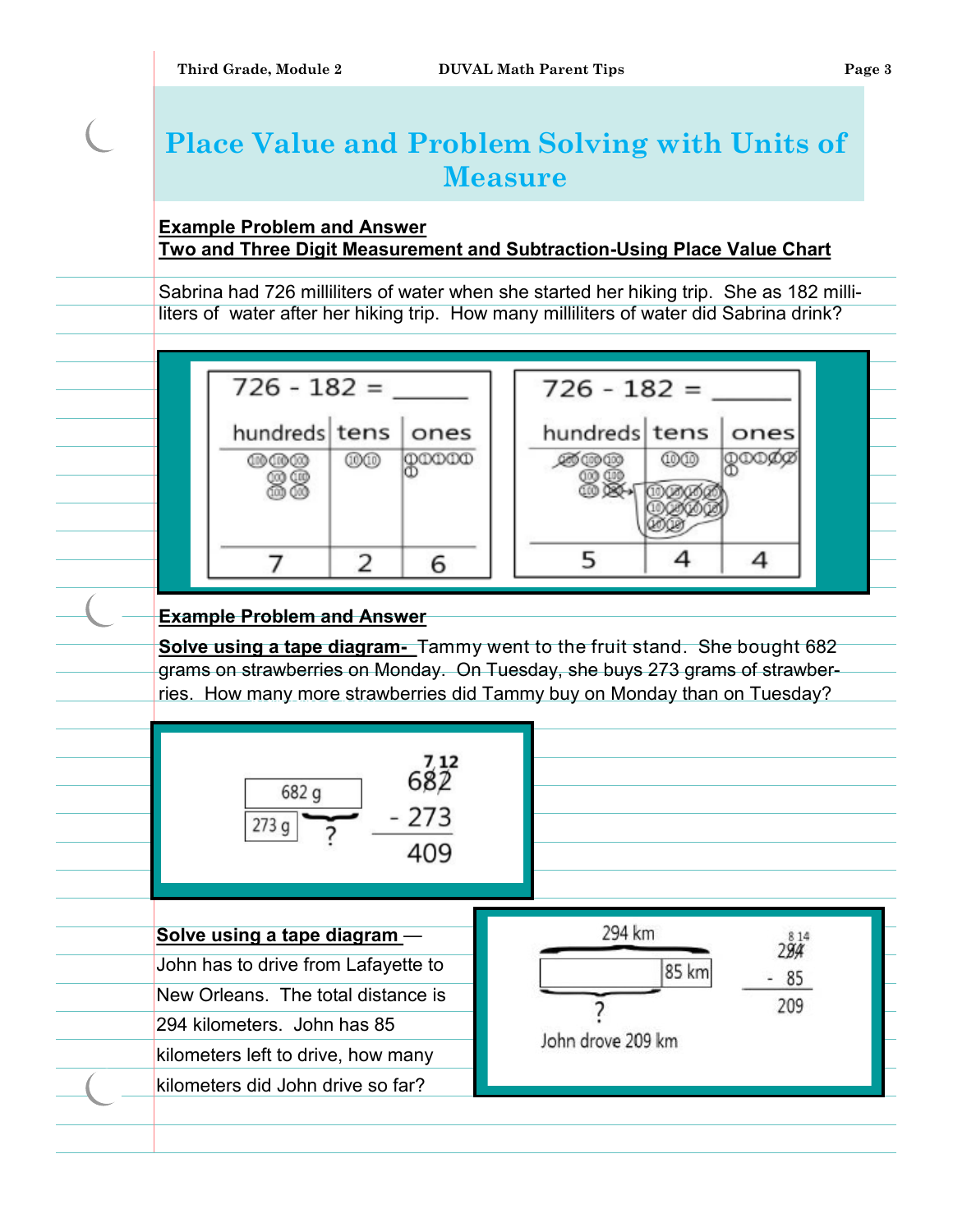# Place Value and Problem Solving with Units of Measure

**Example Problem and Answer**

**Two and Three Digit Measurement and Subtraction-Using Place Value Chart**

Sabrina had 726 milliliters of water when she started her hiking trip. She as 182 milliliters of water after her hiking trip. How many milliliters of water did Sabrina drink?

726 - 182 = ______

| hundreds | tens | ones |
|---|---|---|
| 7 | 2 | 6 |

726 - 182 = ______

| hundreds | tens | ones |
|---|---|---|
| 5 | 4 | 4 |

**Example Problem and Answer**

**Solve using a tape diagram-** Tammy went to the fruit stand. She bought 682 grams on strawberries on Monday. On Tuesday, she buys 273 grams of strawberries. How many more strawberries did Tammy buy on Monday than on Tuesday?

682 g

273 g ?

$$\begin{array}{r} \overset{7\,12}{682} \\ -\ 273 \\ \hline 409 \end{array}$$

**Solve using a tape diagram** — John has to drive from Lafayette to New Orleans. The total distance is 294 kilometers. John has 85 kilometers left to drive, how many kilometers did John drive so far?

294 km

85 km

?

John drove 209 km

$$\begin{array}{r} \overset{8\,14}{294} \\ -\ 85 \\ \hline 209 \end{array}$$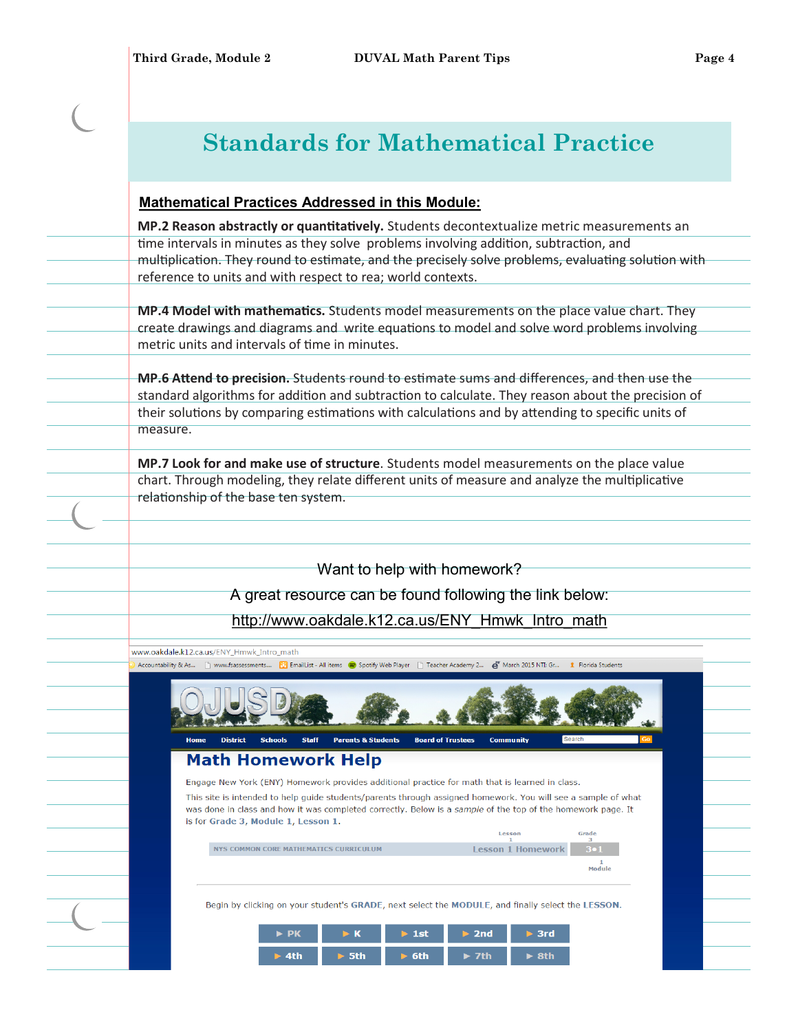# Standards for Mathematical Practice

**Mathematical Practices Addressed in this Module:**

**MP.2 Reason abstractly or quantitatively.** Students decontextualize metric measurements an time intervals in minutes as they solve problems involving addition, subtraction, and multiplication. They round to estimate, and the precisely solve problems, evaluating solution with reference to units and with respect to rea; world contexts.

**MP.4 Model with mathematics.** Students model measurements on the place value chart. They create drawings and diagrams and write equations to model and solve word problems involving metric units and intervals of time in minutes.

**MP.6 Attend to precision.** Students round to estimate sums and differences, and then use the standard algorithms for addition and subtraction to calculate. They reason about the precision of their solutions by comparing estimations with calculations and by attending to specific units of measure.

**MP.7 Look for and make use of structure**. Students model measurements on the place value chart. Through modeling, they relate different units of measure and analyze the multiplicative relationship of the base ten system.

Want to help with homework?

A great resource can be found following the link below:

http://www.oakdale.k12.ca.us/ENY_Hmwk_Intro_math

www.oakdale.k12.ca.us/ENY_Hmwk_Intro_math

OJUSD

Home | District | Schools | Staff | Parents & Students | Board of Trustees | Community

## Math Homework Help

Engage New York (ENY) Homework provides additional practice for math that is learned in class.

This site is intended to help guide students/parents through assigned homework. You will see a sample of what was done in class and how it was completed correctly. Below is a *sample* of the top of the homework page. It is for Grade 3, Module 1, Lesson 1.

NYS COMMON CORE MATHEMATICS CURRICULUM — Lesson 1 Homework — 3•1

Begin by clicking on your student's GRADE, next select the MODULE, and finally select the LESSON.

| | | | | |
|---|---|---|---|---|
| ► PK | ► K | ► 1st | ► 2nd | ► 3rd |
| ► 4th | ► 5th | ► 6th | ► 7th | ► 8th |